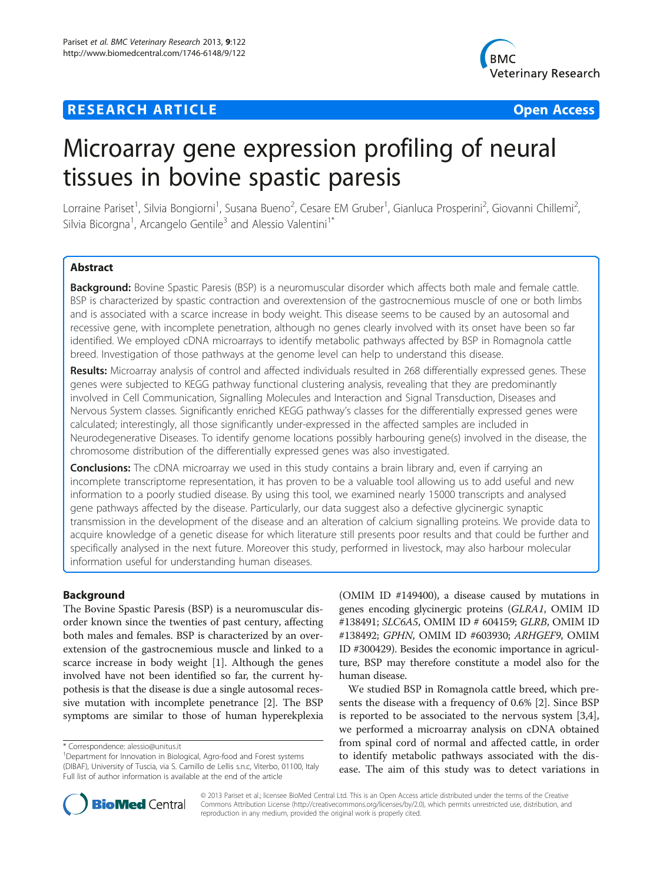# Microarray gene expression profiling of neural tissues in bovine spastic paresis

Lorraine Pariset[1], Silvia Bongiorni[1], Susana Bueno[2], Cesare EM Gruber[1], Gianluca Prosperini[2], Giovanni Chillemi[2], Silvia Bicorgna[1], Arcangelo Gentile[3] and Alessio Valentini[1*]

## Abstract

**Background:** Bovine Spastic Paresis (BSP) is a neuromuscular disorder which affects both male and female cattle. BSP is characterized by spastic contraction and overextension of the gastrocnemious muscle of one or both limbs and is associated with a scarce increase in body weight. This disease seems to be caused by an autosomal and recessive gene, with incomplete penetration, although no genes clearly involved with its onset have been so far identified. We employed cDNA microarrays to identify metabolic pathways affected by BSP in Romagnola cattle breed. Investigation of those pathways at the genome level can help to understand this disease.

**Results:** Microarray analysis of control and affected individuals resulted in 268 differentially expressed genes. These genes were subjected to KEGG pathway functional clustering analysis, revealing that they are predominantly involved in Cell Communication, Signalling Molecules and Interaction and Signal Transduction, Diseases and Nervous System classes. Significantly enriched KEGG pathway's classes for the differentially expressed genes were calculated; interestingly, all those significantly under-expressed in the affected samples are included in Neurodegenerative Diseases. To identify genome locations possibly harbouring gene(s) involved in the disease, the chromosome distribution of the differentially expressed genes was also investigated.

**Conclusions:** The cDNA microarray we used in this study contains a brain library and, even if carrying an incomplete transcriptome representation, it has proven to be a valuable tool allowing us to add useful and new information to a poorly studied disease. By using this tool, we examined nearly 15000 transcripts and analysed gene pathways affected by the disease. Particularly, our data suggest also a defective glycinergic synaptic transmission in the development of the disease and an alteration of calcium signalling proteins. We provide data to acquire knowledge of a genetic disease for which literature still presents poor results and that could be further and specifically analysed in the next future. Moreover this study, performed in livestock, may also harbour molecular information useful for understanding human diseases.

## Background

The Bovine Spastic Paresis (BSP) is a neuromuscular disorder known since the twenties of past century, affecting both males and females. BSP is characterized by an overextension of the gastrocnemious muscle and linked to a scarce increase in body weight [1]. Although the genes involved have not been identified so far, the current hypothesis is that the disease is due a single autosomal recessive mutation with incomplete penetrance [2]. The BSP symptoms are similar to those of human hyperekplexia (OMIM ID #149400), a disease caused by mutations in genes encoding glycinergic proteins (*GLRA1*, OMIM ID #138491; *SLC6A5*, OMIM ID # 604159; *GLRB*, OMIM ID #138492; *GPHN*, OMIM ID #603930; *ARHGEF9*, OMIM ID #300429). Besides the economic importance in agriculture, BSP may therefore constitute a model also for the human disease.

We studied BSP in Romagnola cattle breed, which presents the disease with a frequency of 0.6% [2]. Since BSP is reported to be associated to the nervous system [3,4], we performed a microarray analysis on cDNA obtained from spinal cord of normal and affected cattle, in order to identify metabolic pathways associated with the disease. The aim of this study was to detect variations in

\* Correspondence: alessio@unitus.it
[1]Department for Innovation in Biological, Agro-food and Forest systems (DIBAF), University of Tuscia, via S. Camillo de Lellis s.n.c, Viterbo, 01100, Italy
Full list of author information is available at the end of the article

© 2013 Pariset et al.; licensee BioMed Central Ltd. This is an Open Access article distributed under the terms of the Creative Commons Attribution License (http://creativecommons.org/licenses/by/2.0), which permits unrestricted use, distribution, and reproduction in any medium, provided the original work is properly cited.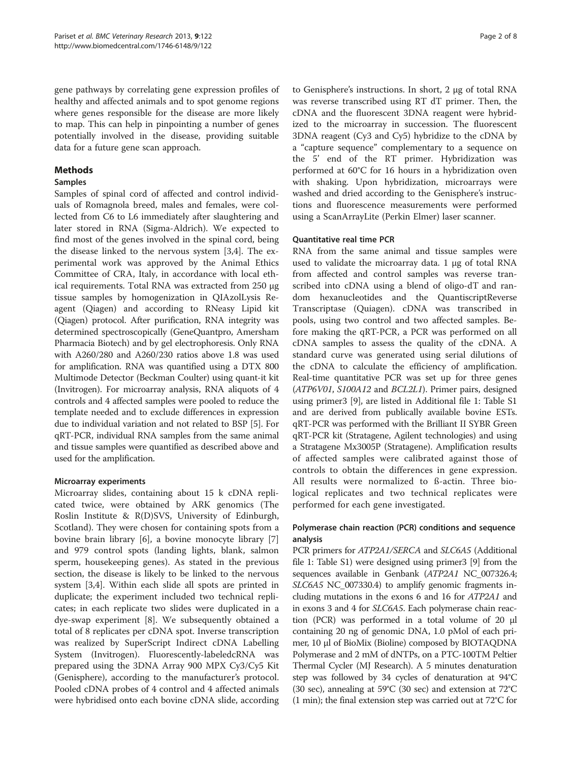gene pathways by correlating gene expression profiles of healthy and affected animals and to spot genome regions where genes responsible for the disease are more likely to map. This can help in pinpointing a number of genes potentially involved in the disease, providing suitable data for a future gene scan approach.

## Methods

### Samples

Samples of spinal cord of affected and control individuals of Romagnola breed, males and females, were collected from C6 to L6 immediately after slaughtering and later stored in RNA (Sigma-Aldrich). We expected to find most of the genes involved in the spinal cord, being the disease linked to the nervous system [3,4]. The experimental work was approved by the Animal Ethics Committee of CRA, Italy, in accordance with local ethical requirements. Total RNA was extracted from 250 μg tissue samples by homogenization in QIAzolLysis Reagent (Qiagen) and according to RNeasy Lipid kit (Qiagen) protocol. After purification, RNA integrity was determined spectroscopically (GeneQuantpro, Amersham Pharmacia Biotech) and by gel electrophoresis. Only RNA with A260/280 and A260/230 ratios above 1.8 was used for amplification. RNA was quantified using a DTX 800 Multimode Detector (Beckman Coulter) using quant-it kit (Invitrogen). For microarray analysis, RNA aliquots of 4 controls and 4 affected samples were pooled to reduce the template needed and to exclude differences in expression due to individual variation and not related to BSP [5]. For qRT-PCR, individual RNA samples from the same animal and tissue samples were quantified as described above and used for the amplification.

#### Microarray experiments

Microarray slides, containing about 15 k cDNA replicated twice, were obtained by ARK genomics (The Roslin Institute & R(D)SVS, University of Edinburgh, Scotland). They were chosen for containing spots from a bovine brain library [6], a bovine monocyte library [7] and 979 control spots (landing lights, blank, salmon sperm, housekeeping genes). As stated in the previous section, the disease is likely to be linked to the nervous system [3,4]. Within each slide all spots are printed in duplicate; the experiment included two technical replicates; in each replicate two slides were duplicated in a dye-swap experiment [8]. We subsequently obtained a total of 8 replicates per cDNA spot. Inverse transcription was realized by SuperScript Indirect cDNA Labelling System (Invitrogen). Fluorescently-labeledcRNA was prepared using the 3DNA Array 900 MPX Cy3/Cy5 Kit (Genisphere), according to the manufacturer's protocol. Pooled cDNA probes of 4 control and 4 affected animals were hybridised onto each bovine cDNA slide, according to Genisphere's instructions. In short, 2 μg of total RNA was reverse transcribed using RT dT primer. Then, the cDNA and the fluorescent 3DNA reagent were hybridized to the microarray in succession. The fluorescent 3DNA reagent (Cy3 and Cy5) hybridize to the cDNA by a "capture sequence" complementary to a sequence on the 5' end of the RT primer. Hybridization was performed at 60°C for 16 hours in a hybridization oven with shaking. Upon hybridization, microarrays were washed and dried according to the Genisphere's instructions and fluorescence measurements were performed using a ScanArrayLite (Perkin Elmer) laser scanner.

#### Quantitative real time PCR

RNA from the same animal and tissue samples were used to validate the microarray data. 1 μg of total RNA from affected and control samples was reverse transcribed into cDNA using a blend of oligo-dT and random hexanucleotides and the QuantiscriptReverse Transcriptase (Quiagen). cDNA was transcribed in pools, using two control and two affected samples. Before making the qRT-PCR, a PCR was performed on all cDNA samples to assess the quality of the cDNA. A standard curve was generated using serial dilutions of the cDNA to calculate the efficiency of amplification. Real-time quantitative PCR was set up for three genes (*ATP6V01*, *S100A12* and *BCL2L1*). Primer pairs, designed using primer3 [9], are listed in Additional file 1: Table S1 and are derived from publically available bovine ESTs. qRT-PCR was performed with the Brilliant II SYBR Green qRT-PCR kit (Stratagene, Agilent technologies) and using a Stratagene Mx3005P (Stratagene). Amplification results of affected samples were calibrated against those of controls to obtain the differences in gene expression. All results were normalized to ß-actin. Three biological replicates and two technical replicates were performed for each gene investigated.

#### Polymerase chain reaction (PCR) conditions and sequence analysis

PCR primers for *ATP2A1/SERCA* and *SLC6A5* (Additional file 1: Table S1) were designed using primer3 [9] from the sequences available in Genbank (*ATP2A1* NC_007326.4; *SLC6A5* NC_007330.4) to amplify genomic fragments including mutations in the exons 6 and 16 for *ATP2A1* and in exons 3 and 4 for *SLC6A5*. Each polymerase chain reaction (PCR) was performed in a total volume of 20 μl containing 20 ng of genomic DNA, 1.0 pMol of each primer, 10 μl of BioMix (Bioline) composed by BIOTAQDNA Polymerase and 2 mM of dNTPs, on a PTC-100TM Peltier Thermal Thermal Cycler (MJ Research). A 5 minutes denaturation step was followed by 34 cycles of denaturation at 94°C (30 sec), annealing at 59°C (30 sec) and extension at 72°C (1 min); the final extension step was carried out at 72°C for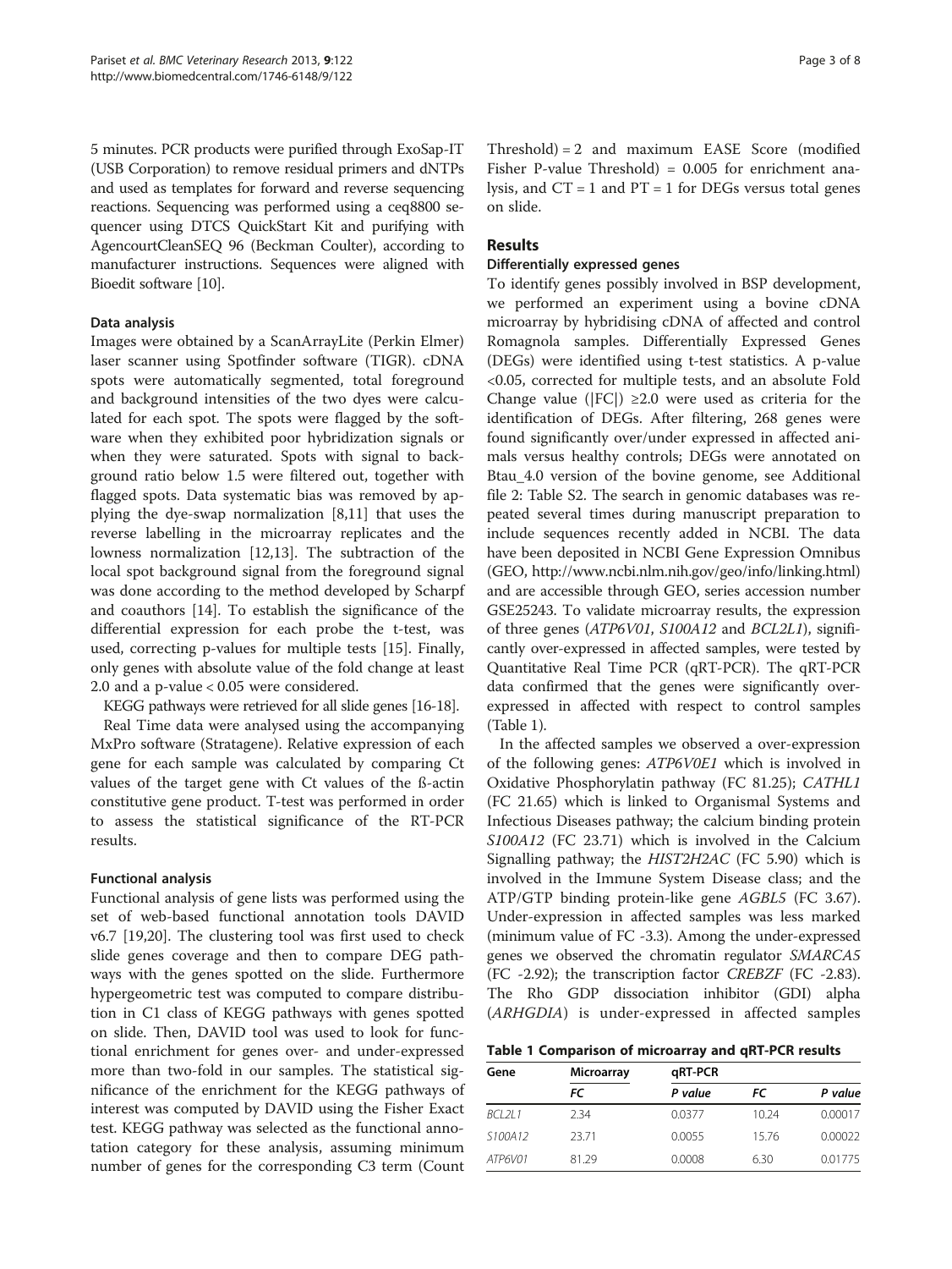5 minutes. PCR products were purified through ExoSap-IT (USB Corporation) to remove residual primers and dNTPs and used as templates for forward and reverse sequencing reactions. Sequencing was performed using a ceq8800 sequencer using DTCS QuickStart Kit and purifying with AgencourtCleanSEQ 96 (Beckman Coulter), according to manufacturer instructions. Sequences were aligned with Bioedit software [10].

### Data analysis

Images were obtained by a ScanArrayLite (Perkin Elmer) laser scanner using Spotfinder software (TIGR). cDNA spots were automatically segmented, total foreground and background intensities of the two dyes were calculated for each spot. The spots were flagged by the software when they exhibited poor hybridization signals or when they were saturated. Spots with signal to background ratio below 1.5 were filtered out, together with flagged spots. Data systematic bias was removed by applying the dye-swap normalization [8,11] that uses the reverse labelling in the microarray replicates and the lowness normalization [12,13]. The subtraction of the local spot background signal from the foreground signal was done according to the method developed by Scharpf and coauthors [14]. To establish the significance of the differential expression for each probe the t-test, was used, correcting p-values for multiple tests [15]. Finally, only genes with absolute value of the fold change at least 2.0 and a p-value < 0.05 were considered.

KEGG pathways were retrieved for all slide genes [16-18].

Real Time data were analysed using the accompanying MxPro software (Stratagene). Relative expression of each gene for each sample was calculated by comparing Ct values of the target gene with Ct values of the ß-actin constitutive gene product. T-test was performed in order to assess the statistical significance of the RT-PCR results.

### Functional analysis

Functional analysis of gene lists was performed using the set of web-based functional annotation tools DAVID v6.7 [19,20]. The clustering tool was first used to check slide genes coverage and then to compare DEG pathways with the genes spotted on the slide. Furthermore hypergeometric test was computed to compare distribution in C1 class of KEGG pathways with genes spotted on slide. Then, DAVID tool was used to look for functional enrichment for genes over- and under-expressed more than two-fold in our samples. The statistical significance of the enrichment for the KEGG pathways of interest was computed by DAVID using the Fisher Exact test. KEGG pathway was selected as the functional annotation category for these analysis, assuming minimum number of genes for the corresponding C3 term (Count Threshold) = 2 and maximum EASE Score (modified Fisher P-value Threshold) = 0.005 for enrichment analysis, and CT = 1 and PT = 1 for DEGs versus total genes on slide.

## Results

### Differentially expressed genes

To identify genes possibly involved in BSP development, we performed an experiment using a bovine cDNA microarray by hybridising cDNA of affected and control Romagnola samples. Differentially Expressed Genes (DEGs) were identified using t-test statistics. A p-value <0.05, corrected for multiple tests, and an absolute Fold Change value (|FC|) ≥2.0 were used as criteria for the identification of DEGs. After filtering, 268 genes were found significantly over/under expressed in affected animals versus healthy controls; DEGs were annotated on Btau_4.0 version of the bovine genome, see Additional file 2: Table S2. The search in genomic databases was repeated several times during manuscript preparation to include sequences recently added in NCBI. The data have been deposited in NCBI Gene Expression Omnibus (GEO, http://www.ncbi.nlm.nih.gov/geo/info/linking.html) and are accessible through GEO, series accession number GSE25243. To validate microarray results, the expression of three genes (*ATP6V01*, *S100A12* and *BCL2L1*), significantly over-expressed in affected samples, were tested by Quantitative Real Time PCR (qRT-PCR). The qRT-PCR data confirmed that the genes were significantly over-expressed in affected with respect to control samples (Table 1).

In the affected samples we observed a over-expression of the following genes: *ATP6V0E1* which is involved in Oxidative Phosphorylatin pathway (FC 81.25); *CATHL1* (FC 21.65) which is linked to Organismal Systems and Infectious Diseases pathway; the calcium binding protein *S100A12* (FC 23.71) which is involved in the Calcium Signalling pathway; the *HIST2H2AC* (FC 5.90) which is involved in the Immune System Disease class; and the ATP/GTP binding protein-like gene *AGBL5* (FC 3.67). Under-expression in affected samples was less marked (minimum value of FC -3.3). Among the under-expressed genes we observed the chromatin regulator *SMARCA5* (FC -2.92); the transcription factor *CREBZF* (FC -2.83). The Rho GDP dissociation inhibitor (GDI) alpha (*ARHGDIA*) is under-expressed in affected samples

**Table 1 Comparison of microarray and qRT-PCR results**

| Gene | Microarray | | qRT-PCR | |
|---|---|---|---|---|
| | FC | P value | FC | P value |
| *BCL2L1* | 2.34 | 0.0377 | 10.24 | 0.00017 |
| *S100A12* | 23.71 | 0.0055 | 15.76 | 0.00022 |
| *ATP6V01* | 81.29 | 0.0008 | 6.30 | 0.01775 |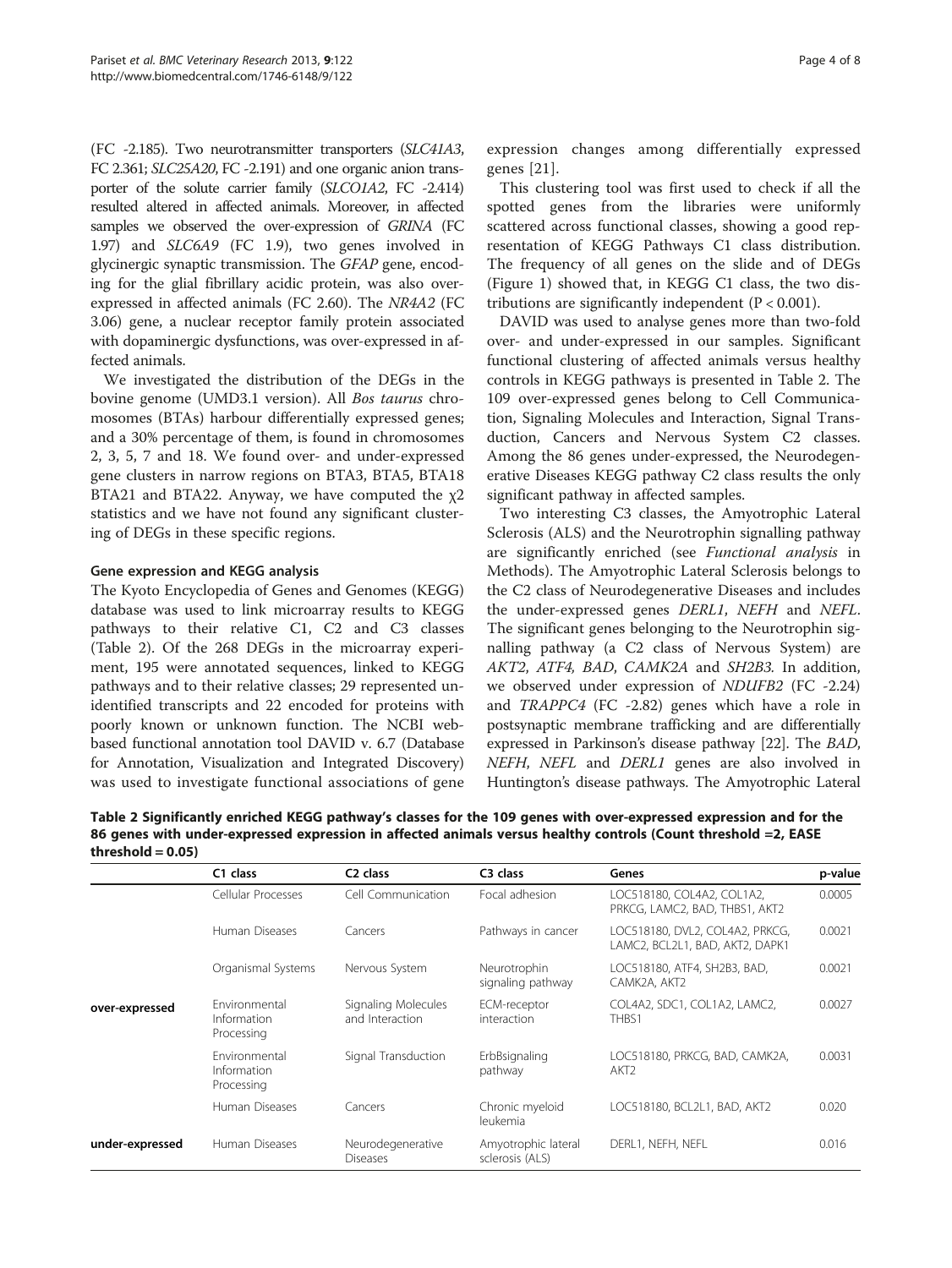(FC -2.185). Two neurotransmitter transporters (*SLC41A3*, FC 2.361; *SLC25A20*, FC -2.191) and one organic anion transporter of the solute carrier family (*SLCO1A2*, FC -2.414) resulted altered in affected animals. Moreover, in affected samples we observed the over-expression of *GRINA* (FC 1.97) and *SLC6A9* (FC 1.9), two genes involved in glycinergic synaptic transmission. The *GFAP* gene, encoding for the glial fibrillary acidic protein, was also over-expressed in affected animals (FC 2.60). The *NR4A2* (FC 3.06) gene, a nuclear receptor family protein associated with dopaminergic dysfunctions, was over-expressed in affected animals.

We investigated the distribution of the DEGs in the bovine genome (UMD3.1 version). All *Bos taurus* chromosomes (BTAs) harbour differentially expressed genes; and a 30% percentage of them, is found in chromosomes 2, 3, 5, 7 and 18. We found over- and under-expressed gene clusters in narrow regions on BTA3, BTA5, BTA18 BTA21 and BTA22. Anyway, we have computed the $\chi 2$ statistics and we have not found any significant clustering of DEGs in these specific regions.

### Gene expression and KEGG analysis

The Kyoto Encyclopedia of Genes and Genomes (KEGG) database was used to link microarray results to KEGG pathways to their relative C1, C2 and C3 classes (Table 2). Of the 268 DEGs in the microarray experiment, 195 were annotated sequences, linked to KEGG pathways and to their relative classes; 29 represented unidentified transcripts and 22 encoded for proteins with poorly known or unknown function. The NCBI web-based functional annotation tool DAVID v. 6.7 (Database for Annotation, Visualization and Integrated Discovery) was used to investigate functional associations of gene expression changes among differentially expressed genes [21].

This clustering tool was first used to check if all the spotted genes from the libraries were uniformly scattered across functional classes, showing a good representation of KEGG Pathways C1 class distribution. The frequency of all genes on the slide and of DEGs (Figure 1) showed that, in KEGG C1 class, the two distributions are significantly independent ($P < 0.001$).

DAVID was used to analyse genes more than two-fold over- and under-expressed in our samples. Significant functional clustering of affected animals versus healthy controls in KEGG pathways is presented in Table 2. The 109 over-expressed genes belong to Cell Communication, Signaling Molecules and Interaction, Signal Transduction, Cancers and Nervous System C2 classes. Among the 86 genes under-expressed, the Neurodegenerative Diseases KEGG pathway C2 class results the only significant pathway in affected samples.

Two interesting C3 classes, the Amyotrophic Lateral Sclerosis (ALS) and the Neurotrophin signalling pathway are significantly enriched (see *Functional analysis* in Methods). The Amyotrophic Lateral Sclerosis belongs to the C2 class of Neurodegenerative Diseases and includes the under-expressed genes *DERL1*, *NEFH* and *NEFL*. The significant genes belonging to the Neurotrophin signalling pathway (a C2 class of Nervous System) are *AKT2*, *ATF4*, *BAD*, *CAMK2A* and *SH2B3*. In addition, we observed under expression of *NDUFB2* (FC -2.24) and *TRAPPC4* (FC -2.82) genes which have a role in postsynaptic membrane trafficking and are differentially expressed in Parkinson's disease pathway [22]. The *BAD*, *NEFH*, *NEFL* and *DERL1* genes are also involved in Huntington's disease pathways. The Amyotrophic Lateral

**Table 2 Significantly enriched KEGG pathway's classes for the 109 genes with over-expressed expression and for the 86 genes with under-expressed expression in affected animals versus healthy controls (Count threshold =2, EASE threshold = 0.05)**

| | C1 class | C2 class | C3 class | Genes | p-value |
|---|---|---|---|---|---|
| **over-expressed** | Cellular Processes | Cell Communication | Focal adhesion | LOC518180, COL4A2, COL1A2, PRKCG, LAMC2, BAD, THBS1, AKT2 | 0.0005 |
| | Human Diseases | Cancers | Pathways in cancer | LOC518180, DVL2, COL4A2, PRKCG, LAMC2, BCL2L1, BAD, AKT2, DAPK1 | 0.0021 |
| | Organismal Systems | Nervous System | Neurotrophin signaling pathway | LOC518180, ATF4, SH2B3, BAD, CAMK2A, AKT2 | 0.0021 |
| | Environmental Information Processing | Signaling Molecules and Interaction | ECM-receptor interaction | COL4A2, SDC1, COL1A2, LAMC2, THBS1 | 0.0027 |
| | Environmental Information Processing | Signal Transduction | ErbBsignaling pathway | LOC518180, PRKCG, BAD, CAMK2A, AKT2 | 0.0031 |
| | Human Diseases | Cancers | Chronic myeloid leukemia | LOC518180, BCL2L1, BAD, AKT2 | 0.020 |
| **under-expressed** | Human Diseases | Neurodegenerative Diseases | Amyotrophic lateral sclerosis (ALS) | DERL1, NEFH, NEFL | 0.016 |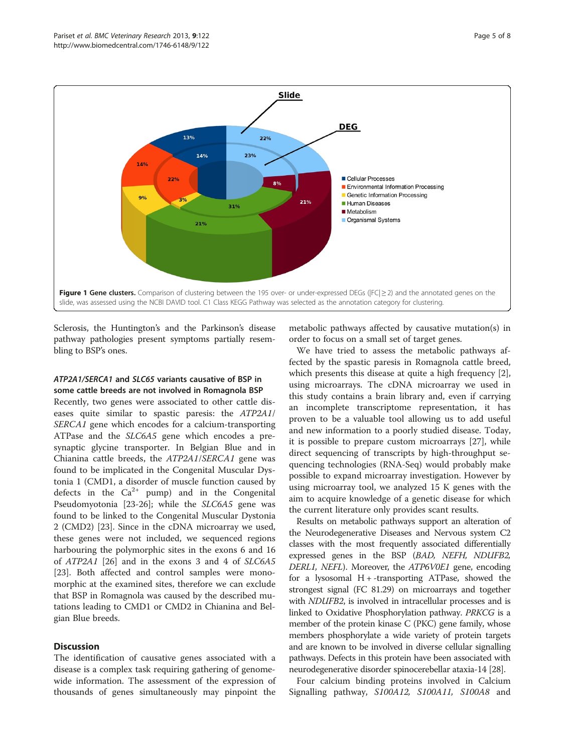**Figure 1 Gene clusters.** Comparison of clustering between the 195 over- or under-expressed DEGs (|FC| ≥ 2) and the annotated genes on the slide, was assessed using the NCBI DAVID tool. C1 Class KEGG Pathway was selected as the annotation category for clustering.

Sclerosis, the Huntington's and the Parkinson's disease pathway pathologies present symptoms partially resembling to BSP's ones.

### *ATP2A1/SERCA1* and *SLC65* variants causative of BSP in some cattle breeds are not involved in Romagnola BSP

Recently, two genes were associated to other cattle diseases quite similar to spastic paresis: the *ATP2A1/SERCA1* gene which encodes for a calcium-transporting ATPase and the *SLC6A5* gene which encodes a presynaptic glycine transporter. In Belgian Blue and in Chianina cattle breeds, the *ATP2A1/SERCA1* gene was found to be implicated in the Congenital Muscular Dystonia 1 (CMD1, a disorder of muscle function caused by defects in the $Ca^{2+}$ pump) and in the Congenital Pseudomyotonia [23-26]; while the *SLC6A5* gene was found to be linked to the Congenital Muscular Dystonia 2 (CMD2) [23]. Since in the cDNA microarray we used, these genes were not included, we sequenced regions harbouring the polymorphic sites in the exons 6 and 16 of *ATP2A1* [26] and in the exons 3 and 4 of *SLC6A5* [23]. Both affected and control samples were monomorphic at the examined sites, therefore we can exclude that BSP in Romagnola was caused by the described mutations leading to CMD1 or CMD2 in Chianina and Belgian Blue breeds.

## Discussion

The identification of causative genes associated with a disease is a complex task requiring gathering of genome-wide information. The assessment of the expression of thousands of genes simultaneously may pinpoint the metabolic pathways affected by causative mutation(s) in order to focus on a small set of target genes.

We have tried to assess the metabolic pathways affected by the spastic paresis in Romagnola cattle breed, which presents this disease at quite a high frequency [2], using microarrays. The cDNA microarray we used in this study contains a brain library and, even if carrying an incomplete transcriptome representation, it has proven to be a valuable tool allowing us to add useful and new information to a poorly studied disease. Today, it is possible to prepare custom microarrays [27], while direct sequencing of transcripts by high-throughput sequencing technologies (RNA-Seq) would probably make possible to expand microarray investigation. However by using microarray tool, we analyzed 15 K genes with the aim to acquire knowledge of a genetic disease for which the current literature only provides scant results.

Results on metabolic pathways support an alteration of the Neurodegenerative Diseases and Nervous system C2 classes with the most frequently associated differentially expressed genes in the BSP (*BAD, NEFH, NDUFB2, DERL1, NEFL*). Moreover, the *ATP6V0E1* gene, encoding for a lysosomal H+-transporting ATPase, showed the strongest signal (FC 81.29) on microarrays and together with *NDUFB2*, is involved in intracellular processes and is linked to Oxidative Phosphorylation pathway. *PRKCG* is a member of the protein kinase C (PKC) gene family, whose members phosphorylate a wide variety of protein targets and are known to be involved in diverse cellular signalling pathways. Defects in this protein have been associated with neurodegenerative disorder spinocerebellar ataxia-14 [28].

Four calcium binding proteins involved in Calcium Signalling pathway, *S100A12, S100A11, S100A8* and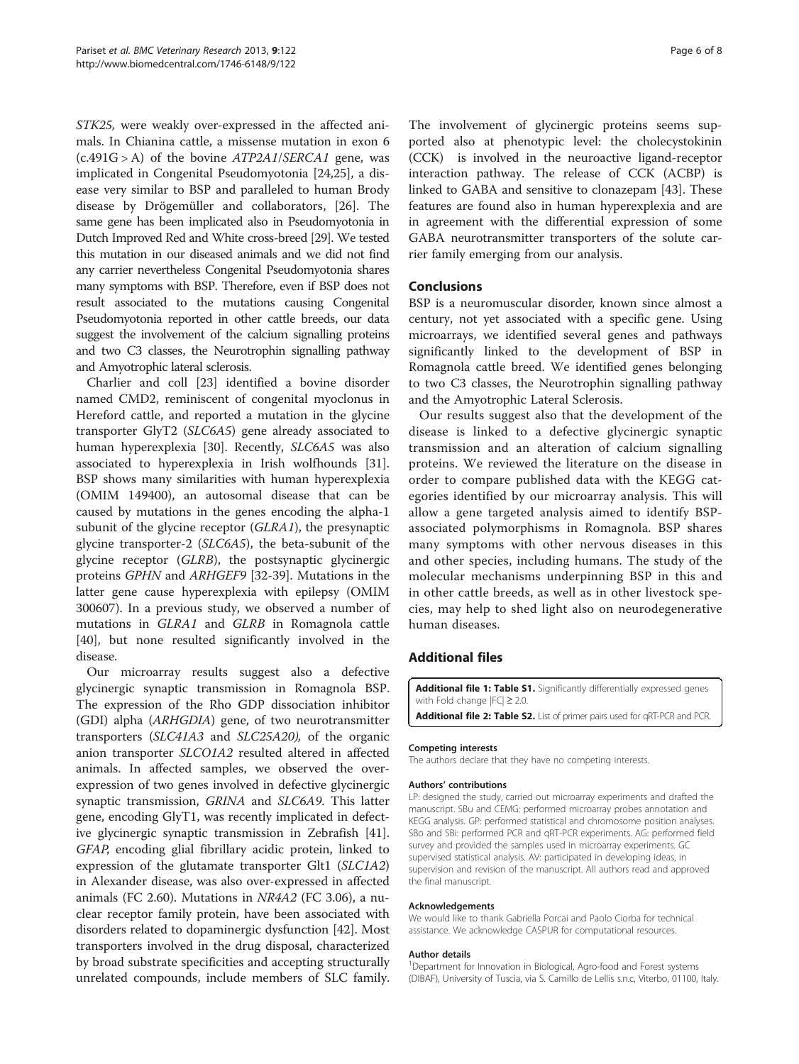*STK25,* were weakly over-expressed in the affected animals. In Chianina cattle, a missense mutation in exon 6 (c.491G > A) of the bovine *ATP2A1*/*SERCA1* gene, was implicated in Congenital Pseudomyotonia [24,25], a disease very similar to BSP and paralleled to human Brody disease by Drögemüller and collaborators, [26]. The same gene has been implicated also in Pseudomyotonia in Dutch Improved Red and White cross-breed [29]. We tested this mutation in our diseased animals and we did not find any carrier nevertheless Congenital Pseudomyotonia shares many symptoms with BSP. Therefore, even if BSP does not result associated to the mutations causing Congenital Pseudomyotonia reported in other cattle breeds, our data suggest the involvement of the calcium signalling proteins and two C3 classes, the Neurotrophin signalling pathway and Amyotrophic lateral sclerosis.

Charlier and coll [23] identified a bovine disorder named CMD2, reminiscent of congenital myoclonus in Hereford cattle, and reported a mutation in the glycine transporter GlyT2 (*SLC6A5*) gene already associated to human hyperexplexia [30]. Recently, *SLC6A5* was also associated to hyperexplexia in Irish wolfhounds [31]. BSP shows many similarities with human hyperexplexia (OMIM 149400), an autosomal disease that can be caused by mutations in the genes encoding the alpha-1 subunit of the glycine receptor (*GLRA1*), the presynaptic glycine transporter-2 (*SLC6A5*), the beta-subunit of the glycine receptor (*GLRB*), the postsynaptic glycinergic proteins *GPHN* and *ARHGEF9* [32-39]. Mutations in the latter gene cause hyperexplexia with epilepsy (OMIM 300607). In a previous study, we observed a number of mutations in *GLRA1* and *GLRB* in Romagnola cattle [40], but none resulted significantly involved in the disease.

Our microarray results suggest also a defective glycinergic synaptic transmission in Romagnola BSP. The expression of the Rho GDP dissociation inhibitor (GDI) alpha (*ARHGDIA*) gene, of two neurotransmitter transporters (*SLC41A3* and *SLC25A20),* of the organic anion transporter *SLCO1A2* resulted altered in affected animals. In affected samples, we observed the over-expression of two genes involved in defective glycinergic synaptic transmission, *GRINA* and *SLC6A9*. This latter gene, encoding GlyT1, was recently implicated in defective glycinergic synaptic transmission in Zebrafish [41]. *GFAP,* encoding glial fibrillary acidic protein, linked to expression of the glutamate transporter Glt1 (*SLC1A2*) in Alexander disease, was also over-expressed in affected animals (FC 2.60). Mutations in *NR4A2* (FC 3.06), a nuclear receptor family protein, have been associated with disorders related to dopaminergic dysfunction [42]. Most transporters involved in the drug disposal, characterized by broad substrate specificities and accepting structurally unrelated compounds, include members of SLC family. The involvement of glycinergic proteins seems supported also at phenotypic level: the cholecystokinin (CCK) is involved in the neuroactive ligand-receptor interaction pathway. The release of CCK (ACBP) is linked to GABA and sensitive to clonazepam [43]. These features are found also in human hyperexplexia and are in agreement with the differential expression of some GABA neurotransmitter transporters of the solute carrier family emerging from our analysis.

## Conclusions

BSP is a neuromuscular disorder, known since almost a century, not yet associated with a specific gene. Using microarrays, we identified several genes and pathways significantly linked to the development of BSP in Romagnola cattle breed. We identified genes belonging to two C3 classes, the Neurotrophin signalling pathway and the Amyotrophic Lateral Sclerosis.

Our results suggest also that the development of the disease is linked to a defective glycinergic synaptic transmission and an alteration of calcium signalling proteins. We reviewed the literature on the disease in order to compare published data with the KEGG categories identified by our microarray analysis. This will allow a gene targeted analysis aimed to identify BSP-associated polymorphisms in Romagnola. BSP shares many symptoms with other nervous diseases in this and other species, including humans. The study of the molecular mechanisms underpinning BSP in this and in other cattle breeds, as well as in other livestock species, may help to shed light also on neurodegenerative human diseases.

## Additional files

**Additional file 1: Table S1.** Significantly differentially expressed genes with Fold change $|FC| \geq 2.0$.

**Additional file 2: Table S2.** List of primer pairs used for qRT-PCR and PCR.

#### Competing interests
The authors declare that they have no competing interests.

#### Authors' contributions
LP: designed the study, carried out microarray experiments and drafted the manuscript. SBu and CEMG: performed microarray probes annotation and KEGG analysis. GP: performed statistical and chromosome position analyses. SBo and SBi: performed PCR and qRT-PCR experiments. AG: performed field survey and provided the samples used in microarray experiments. GC supervised statistical analysis. AV: participated in developing ideas, in supervision and revision of the manuscript. All authors read and approved the final manuscript.

#### Acknowledgements
We would like to thank Gabriella Porcai and Paolo Ciorba for technical assistance. We acknowledge CASPUR for computational resources.

#### Author details
[1]Department for Innovation in Biological, Agro-food and Forest systems (DIBAF), University of Tuscia, via S. Camillo de Lellis s.n.c, Viterbo, 01100, Italy.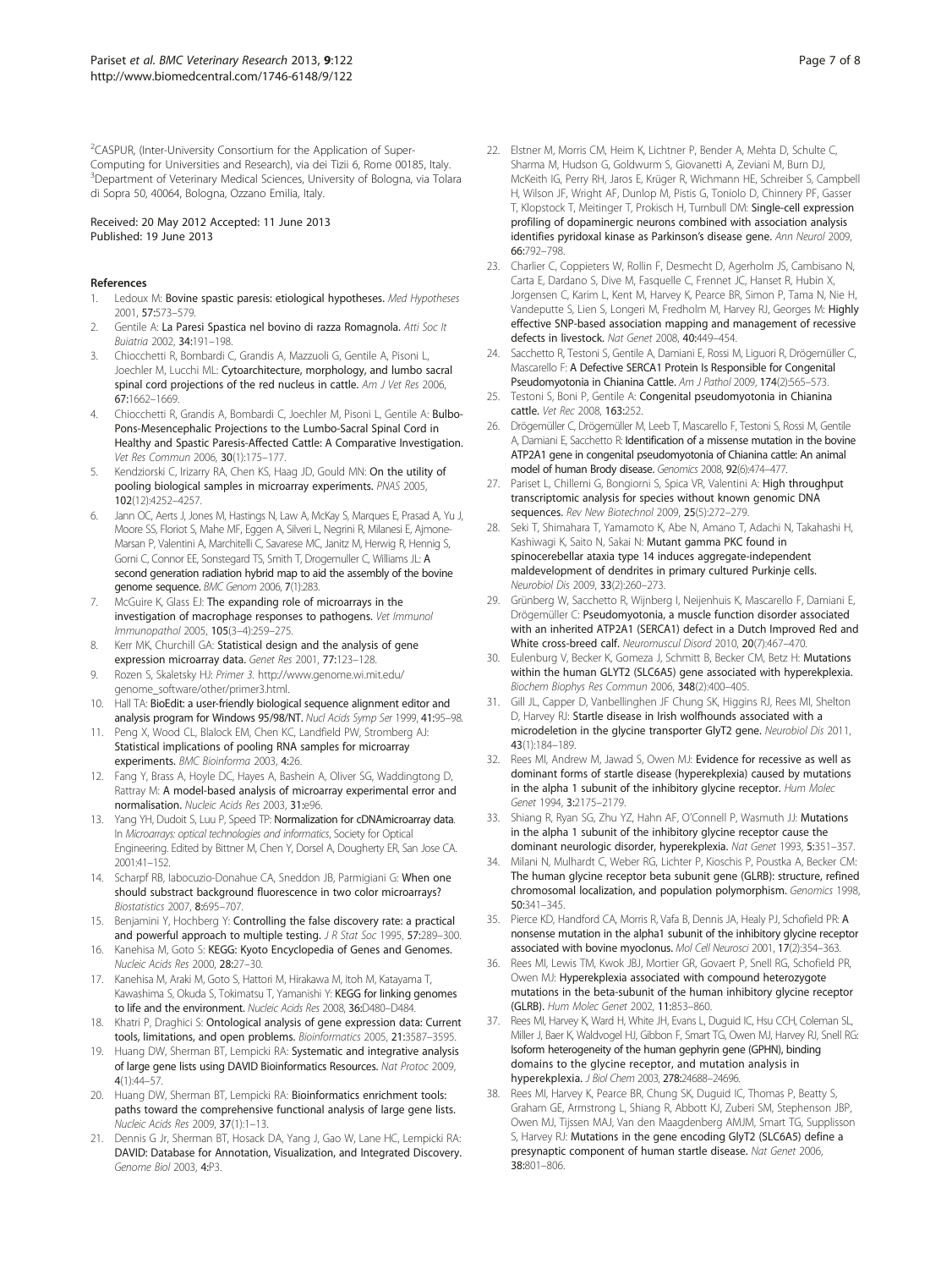[2]CASPUR, (Inter-University Consortium for the Application of Super-Computing for Universities and Research), via dei Tizii 6, Rome 00185, Italy. [3]Department of Veterinary Medical Sciences, University of Bologna, via Tolara di Sopra 50, 40064, Bologna, Ozzano Emilia, Italy.

Received: 20 May 2012 Accepted: 11 June 2013
Published: 19 June 2013

## References

1. Ledoux M: **Bovine spastic paresis: etiological hypotheses.** *Med Hypotheses* 2001, **57:**573–579.
2. Gentile A: **La Paresi Spastica nel bovino di razza Romagnola.** *Atti Soc It Buiatria* 2002, **34:**191–198.
3. Chiocchetti R, Bombardi C, Grandis A, Mazzuoli G, Gentile A, Pisoni L, Joechler M, Lucchi ML: **Cytoarchitecture, morphology, and lumbo sacral spinal cord projections of the red nucleus in cattle.** *Am J Vet Res* 2006, **67:**1662–1669.
4. Chiocchetti R, Grandis A, Bombardi C, Joechler M, Pisoni L, Gentile A: **Bulbo-Pons-Mesencephalic Projections to the Lumbo-Sacral Spinal Cord in Healthy and Spastic Paresis-Affected Cattle: A Comparative Investigation.** *Vet Res Commun* 2006, **30**(1):175–177.
5. Kendziorski C, Irizarry RA, Chen KS, Haag JD, Gould MN: **On the utility of pooling biological samples in microarray experiments.** *PNAS* 2005, **102**(12):4252–4257.
6. Jann OC, Aerts J, Jones M, Hastings N, Law A, McKay S, Marques E, Prasad A, Yu J, Moore SS, Floriot S, Mahe MF, Eggen A, Silveri L, Negrini R, Milanesi E, Ajmone-Marsan P, Valentini A, Marchitelli C, Savarese MC, Janitz M, Herwig R, Hennig S, Gorni C, Connor EE, Sonstegard TS, Smith T, Drogemuller C, Williams JL: **A second generation radiation hybrid map to aid the assembly of the bovine genome sequence.** *BMC Genom* 2006, **7**(1):283.
7. McGuire K, Glass EJ: **The expanding role of microarrays in the investigation of macrophage responses to pathogens.** *Vet Immunol Immunopathol* 2005, **105**(3–4):259–275.
8. Kerr MK, Churchill GA: **Statistical design and the analysis of gene expression microarray data.** *Genet Res* 2001, **77:**123–128.
9. Rozen S, Skaletsky HJ: *Primer 3.* http://www.genome.wi.mit.edu/genome_software/other/primer3.html.
10. Hall TA: **BioEdit: a user-friendly biological sequence alignment editor and analysis program for Windows 95/98/NT.** *Nucl Acids Symp Ser* 1999, **41:**95–98.
11. Peng X, Wood CL, Blalock EM, Chen KC, Landfield PW, Stromberg AJ: **Statistical implications of pooling RNA samples for microarray experiments.** *BMC Bioinforma* 2003, **4:**26.
12. Fang Y, Brass A, Hoyle DC, Hayes A, Bashein A, Oliver SG, Waddingtong D, Rattray M: **A model-based analysis of microarray experimental error and normalisation.** *Nucleic Acids Res* 2003, **31:**e96.
13. Yang YH, Dudoit S, Luu P, Speed TP: **Normalization for cDNAmicroarray data**. In *Microarrays: optical technologies and informatics*, Society for Optical Engineering. Edited by Bittner M, Chen Y, Dorsel A, Dougherty ER, San Jose CA. 2001:41–152.
14. Scharpf RB, Iabocuzio-Donahue CA, Sneddon JB, Parmigiani G: **When one should substract background fluorescence in two color microarrays?** *Biostatistics* 2007, **8:**695–707.
15. Benjamini Y, Hochberg Y: **Controlling the false discovery rate: a practical and powerful approach to multiple testing.** *J R Stat Soc* 1995, **57:**289–300.
16. Kanehisa M, Goto S: **KEGG: Kyoto Encyclopedia of Genes and Genomes.** *Nucleic Acids Res* 2000, **28:**27–30.
17. Kanehisa M, Araki M, Goto S, Hattori M, Hirakawa M, Itoh M, Katayama T, Kawashima S, Okuda S, Tokimatsu T, Yamanishi Y: **KEGG for linking genomes to life and the environment.** *Nucleic Acids Res* 2008, **36:**D480–D484.
18. Khatri P, Draghici S: **Ontological analysis of gene expression data: Current tools, limitations, and open problems.** *Bioinformatics* 2005, **21:**3587–3595.
19. Huang DW, Sherman BT, Lempicki RA: **Systematic and integrative analysis of large gene lists using DAVID Bioinformatics Resources.** *Nat Protoc* 2009, **4**(1):44–57.
20. Huang DW, Sherman BT, Lempicki RA: **Bioinformatics enrichment tools: paths toward the comprehensive functional analysis of large gene lists.** *Nucleic Acids Res* 2009, **37**(1):1–13.
21. Dennis G Jr, Sherman BT, Hosack DA, Yang J, Gao W, Lane HC, Lempicki RA: **DAVID: Database for Annotation, Visualization, and Integrated Discovery.** *Genome Biol* 2003, **4:**P3.
22. Elstner M, Morris CM, Heim K, Lichtner P, Bender A, Mehta D, Schulte C, Sharma M, Hudson G, Goldwurm S, Giovanetti A, Zeviani M, Burn DJ, McKeith IG, Perry RH, Jaros E, Krüger R, Wichmann HE, Schreiber S, Campbell H, Wilson JF, Wright AF, Dunlop M, Pistis G, Toniolo D, Chinnery PF, Gasser T, Klopstock T, Meitinger T, Prokisch H, Turnbull DM: **Single-cell expression profiling of dopaminergic neurons combined with association analysis identifies pyridoxal kinase as Parkinson's disease gene.** *Ann Neurol* 2009, **66:**792–798.
23. Charlier C, Coppieters W, Rollin F, Desmecht D, Agerholm JS, Cambisano N, Carta E, Dardano S, Dive M, Fasquelle C, Frennet JC, Hanset R, Hubin X, Jorgensen C, Karim L, Kent M, Harvey K, Pearce BR, Simon P, Tama N, Nie H, Vandeputte S, Lien S, Longeri M, Fredholm M, Harvey RJ, Georges M: **Highly effective SNP-based association mapping and management of recessive defects in livestock.** *Nat Genet* 2008, **40:**449–454.
24. Sacchetto R, Testoni S, Gentile A, Damiani E, Rossi M, Liguori R, Drögemüller C, Mascarello F: **A Defective SERCA1 Protein Is Responsible for Congenital Pseudomyotonia in Chianina Cattle.** *Am J Pathol* 2009, **174**(2):565–573.
25. Testoni S, Boni P, Gentile A: **Congenital pseudomyotonia in Chianina cattle.** *Vet Rec* 2008, **163:**252.
26. Drögemüller C, Drögemüller M, Leeb T, Mascarello F, Testoni S, Rossi M, Gentile A, Damiani E, Sacchetto R: **Identification of a missense mutation in the bovine ATP2A1 gene in congenital pseudomyotonia of Chianina cattle: An animal model of human Brody disease.** *Genomics* 2008, **92**(6):474–477.
27. Pariset L, Chillemi G, Bongiorni S, Spica VR, Valentini A: **High throughput transcriptomic analysis for species without known genomic DNA sequences.** *Rev New Biotechnol* 2009, **25**(5):272–279.
28. Seki T, Shimahara T, Yamamoto K, Abe N, Amano T, Adachi N, Takahashi H, Kashiwagi K, Saito N, Sakai N: **Mutant gamma PKC found in spinocerebellar ataxia type 14 induces aggregate-independent maldevelopment of dendrites in primary cultured Purkinje cells.** *Neurobiol Dis* 2009, **33**(2):260–273.
29. Grünberg W, Sacchetto R, Wijnberg I, Neijenhuis K, Mascarello F, Damiani E, Drögemüller C: **Pseudomyotonia, a muscle function disorder associated with an inherited ATP2A1 (SERCA1) defect in a Dutch Improved Red and White cross-breed calf.** *Neuromuscul Disord* 2010, **20**(7):467–470.
30. Eulenburg V, Becker K, Gomeza J, Schmitt B, Becker CM, Betz H: **Mutations within the human GLYT2 (SLC6A5) gene associated with hyperekplexia.** *Biochem Biophys Res Commun* 2006, **348**(2):400–405.
31. Gill JL, Capper D, Vanbellinghen JF Chung SK, Higgins RJ, Rees MI, Shelton D, Harvey RJ: **Startle disease in Irish wolfhounds associated with a microdeletion in the glycine transporter GlyT2 gene.** *Neurobiol Dis* 2011, **43**(1):184–189.
32. Rees MI, Andrew M, Jawad S, Owen MJ: **Evidence for recessive as well as dominant forms of startle disease (hyperekplexia) caused by mutations in the alpha 1 subunit of the inhibitory glycine receptor.** *Hum Molec Genet* 1994, **3:**2175–2179.
33. Shiang R, Ryan SG, Zhu YZ, Hahn AF, O'Connell P, Wasmuth JJ: **Mutations in the alpha 1 subunit of the inhibitory glycine receptor cause the dominant neurologic disorder, hyperekplexia.** *Nat Genet* 1993, **5:**351–357.
34. Milani N, Mulhardt C, Weber RG, Lichter P, Kioschis P, Poustka A, Becker CM: **The human glycine receptor beta subunit gene (GLRB): structure, refined chromosomal localization, and population polymorphism.** *Genomics* 1998, **50:**341–345.
35. Pierce KD, Handford CA, Morris R, Vafa B, Dennis JA, Healy PJ, Schofield PR: **A nonsense mutation in the alpha1 subunit of the inhibitory glycine receptor associated with bovine myoclonus.** *Mol Cell Neurosci* 2001, **17**(2):354–363.
36. Rees MI, Lewis TM, Kwok JBJ, Mortier GR, Govaert P, Snell RG, Schofield PR, Owen MJ: **Hyperekplexia associated with compound heterozygote mutations in the beta-subunit of the human inhibitory glycine receptor (GLRB).** *Hum Molec Genet* 2002, **11:**853–860.
37. Rees MI, Harvey K, Ward H, White JH, Evans L, Duguid IC, Hsu CCH, Coleman SL, Miller J, Baer K, Waldvogel HJ, Gibbon F, Smart TG, Owen MJ, Harvey RJ, Snell RG: **Isoform heterogeneity of the human gephyrin gene (GPHN), binding domains to the glycine receptor, and mutation analysis in hyperekplexia.** *J Biol Chem* 2003, **278:**24688–24696.
38. Rees MI, Harvey K, Pearce BR, Chung SK, Duguid IC, Thomas P, Beatty S, Graham GE, Armstrong L, Shiang R, Abbott KJ, Zuberi SM, Stephenson JBP, Owen MJ, Tijssen MAJ, Van den Maagdenberg AMJM, Smart TG, Supplisson S, Harvey RJ: **Mutations in the gene encoding GlyT2 (SLC6A5) define a presynaptic component of human startle disease.** *Nat Genet* 2006, **38:**801–806.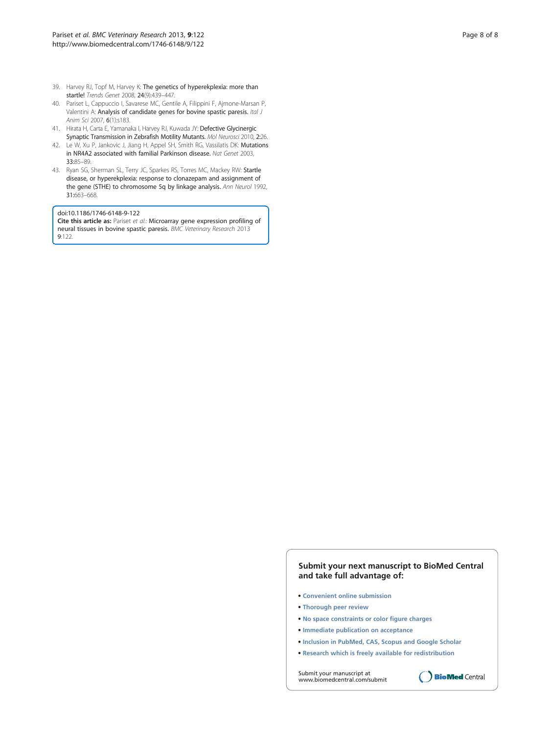39. Harvey RJ, Topf M, Harvey K: **The genetics of hyperekplexia: more than startle!** *Trends Genet* 2008, **24**(9):439–447.
40. Pariset L, Cappuccio I, Savarese MC, Gentile A, Filippini F, Ajmone-Marsan P, Valentini A: **Analysis of candidate genes for bovine spastic paresis.** *Ital J Anim Sci* 2007, **6**(1):s183.
41. Hirata H, Carta E, Yamanaka I, Harvey RJ, Kuwada JY: **Defective Glycinergic Synaptic Transmission in Zebrafish Motility Mutants.** *Mol Neurosci* 2010, **2:**26.
42. Le W, Xu P, Jankovic J, Jiang H, Appel SH, Smith RG, Vassilatis DK: **Mutations in NR4A2 associated with familial Parkinson disease.** *Nat Genet* 2003, **33:**85–89.
43. Ryan SG, Sherman SL, Terry JC, Sparkes RS, Torres MC, Mackey RW: **Startle disease, or hyperekplexia: response to clonazepam and assignment of the gene (STHE) to chromosome 5q by linkage analysis.** *Ann Neurol* 1992, **31:**663–668.

doi:10.1186/1746-6148-9-122

**Cite this article as:** Pariset *et al.*: Microarray gene expression profiling of neural tissues in bovine spastic paresis. *BMC Veterinary Research* 2013 **9**:122.

**Submit your next manuscript to BioMed Central and take full advantage of:**

- **Convenient online submission**
- **Thorough peer review**
- **No space constraints or color figure charges**
- **Immediate publication on acceptance**
- **Inclusion in PubMed, CAS, Scopus and Google Scholar**
- **Research which is freely available for redistribution**

Submit your manuscript at
www.biomedcentral.com/submit